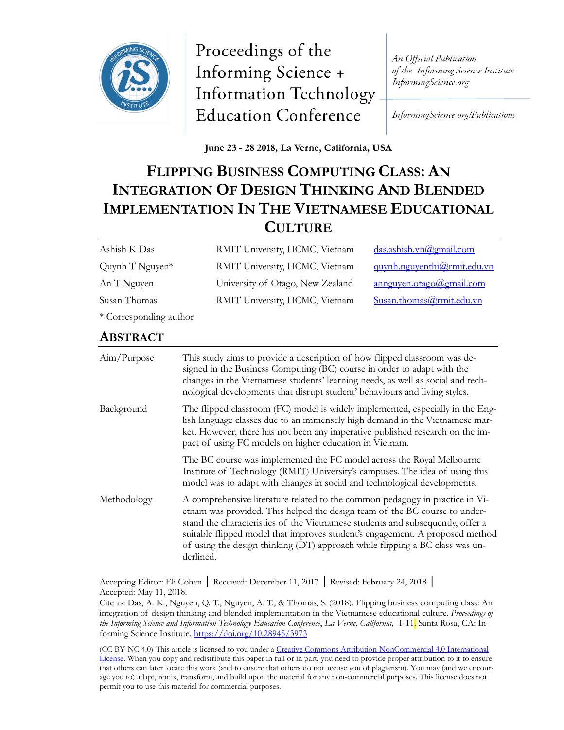Proceedings of the Informing Science + Information Technology Education Conference

*An Official Publication of the Informing Science Institute InformingScience.org*

*InformingScience.org/Publications*

**June 23 - 28 2018, La Verne, California, USA**

# FLIPPING BUSINESS COMPUTING CLASS: AN INTEGRATION OF DESIGN THINKING AND BLENDED IMPLEMENTATION IN THE VIETNAMESE EDUCATIONAL CULTURE

| | | |
|---|---|---|
| Ashish K Das | RMIT University, HCMC, Vietnam | das.ashish.vn@gmail.com |
| Quynh T Nguyen* | RMIT University, HCMC, Vietnam | quynh.nguyenthi@rmit.edu.vn |
| An T Nguyen | University of Otago, New Zealand | annguyen.otago@gmail.com |
| Susan Thomas | RMIT University, HCMC, Vietnam | Susan.thomas@rmit.edu.vn |

* Corresponding author

## ABSTRACT

| | |
|---|---|
| Aim/Purpose | This study aims to provide a description of how flipped classroom was designed in the Business Computing (BC) course in order to adapt with the changes in the Vietnamese students' learning needs, as well as social and technological developments that disrupt student' behaviours and living styles. |
| Background | The flipped classroom (FC) model is widely implemented, especially in the English language classes due to an immensely high demand in the Vietnamese market. However, there has not been any imperative published research on the impact of using FC models on higher education in Vietnam. |
| | The BC course was implemented the FC model across the Royal Melbourne Institute of Technology (RMIT) University's campuses. The idea of using this model was to adapt with changes in social and technological developments. |
| Methodology | A comprehensive literature related to the common pedagogy in practice in Vietnam was provided. This helped the design team of the BC course to understand the characteristics of the Vietnamese students and subsequently, offer a suitable flipped model that improves student's engagement. A proposed method of using the design thinking (DT) approach while flipping a BC class was underlined. |

Accepting Editor: Eli Cohen │ Received: December 11, 2017 │ Revised: February 24, 2018 │ Accepted: May 11, 2018.

Cite as: Das, A. K., Nguyen, Q. T., Nguyen, A. T., & Thomas, S. (2018). Flipping business computing class: An integration of design thinking and blended implementation in the Vietnamese educational culture. *Proceedings of the Informing Science and Information Technology Education Conference, La Verne, California,* 1-11. Santa Rosa, CA: Informing Science Institute. https://doi.org/10.28945/3973

(CC BY-NC 4.0) This article is licensed to you under a Creative Commons Attribution-NonCommercial 4.0 International License. When you copy and redistribute this paper in full or in part, you need to provide proper attribution to it to ensure that others can later locate this work (and to ensure that others do not accuse you of plagiarism). You may (and we encourage you to) adapt, remix, transform, and build upon the material for any non-commercial purposes. This license does not permit you to use this material for commercial purposes.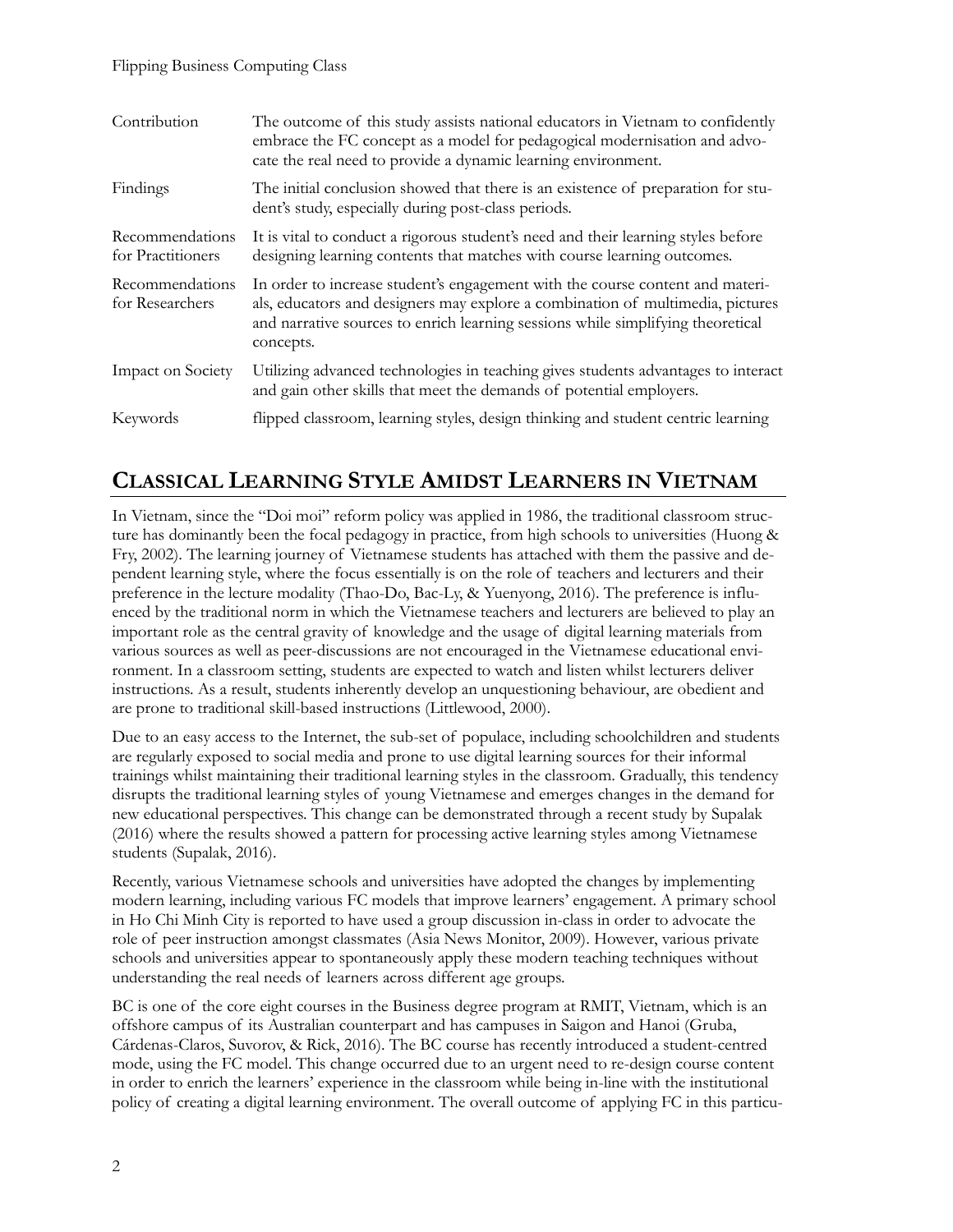| | |
|---|---|
| Contribution | The outcome of this study assists national educators in Vietnam to confidently embrace the FC concept as a model for pedagogical modernisation and advocate the real need to provide a dynamic learning environment. |
| Findings | The initial conclusion showed that there is an existence of preparation for student's study, especially during post-class periods. |
| Recommendations for Practitioners | It is vital to conduct a rigorous student's need and their learning styles before designing learning contents that matches with course learning outcomes. |
| Recommendations for Researchers | In order to increase student's engagement with the course content and materials, educators and designers may explore a combination of multimedia, pictures and narrative sources to enrich learning sessions while simplifying theoretical concepts. |
| Impact on Society | Utilizing advanced technologies in teaching gives students advantages to interact and gain other skills that meet the demands of potential employers. |
| Keywords | flipped classroom, learning styles, design thinking and student centric learning |

## Classical Learning Style Amidst Learners in Vietnam

In Vietnam, since the "Doi moi" reform policy was applied in 1986, the traditional classroom structure has dominantly been the focal pedagogy in practice, from high schools to universities (Huong & Fry, 2002). The learning journey of Vietnamese students has attached with them the passive and dependent learning style, where the focus essentially is on the role of teachers and lecturers and their preference in the lecture modality (Thao-Do, Bac-Ly, & Yuenyong, 2016). The preference is influenced by the traditional norm in which the Vietnamese teachers and lecturers are believed to play an important role as the central gravity of knowledge and the usage of digital learning materials from various sources as well as peer-discussions are not encouraged in the Vietnamese educational environment. In a classroom setting, students are expected to watch and listen whilst lecturers deliver instructions. As a result, students inherently develop an unquestioning behaviour, are obedient and are prone to traditional skill-based instructions (Littlewood, 2000).

Due to an easy access to the Internet, the sub-set of populace, including schoolchildren and students are regularly exposed to social media and prone to use digital learning sources for their informal trainings whilst maintaining their traditional learning styles in the classroom. Gradually, this tendency disrupts the traditional learning styles of young Vietnamese and emerges changes in the demand for new educational perspectives. This change can be demonstrated through a recent study by Supalak (2016) where the results showed a pattern for processing active learning styles among Vietnamese students (Supalak, 2016).

Recently, various Vietnamese schools and universities have adopted the changes by implementing modern learning, including various FC models that improve learners' engagement. A primary school in Ho Chi Minh City is reported to have used a group discussion in-class in order to advocate the role of peer instruction amongst classmates (Asia News Monitor, 2009). However, various private schools and universities appear to spontaneously apply these modern teaching techniques without understanding the real needs of learners across different age groups.

BC is one of the core eight courses in the Business degree program at RMIT, Vietnam, which is an offshore campus of its Australian counterpart and has campuses in Saigon and Hanoi (Gruba, Cárdenas-Claros, Suvorov, & Rick, 2016). The BC course has recently introduced a student-centred mode, using the FC model. This change occurred due to an urgent need to re-design course content in order to enrich the learners' experience in the classroom while being in-line with the institutional policy of creating a digital learning environment. The overall outcome of applying FC in this particu-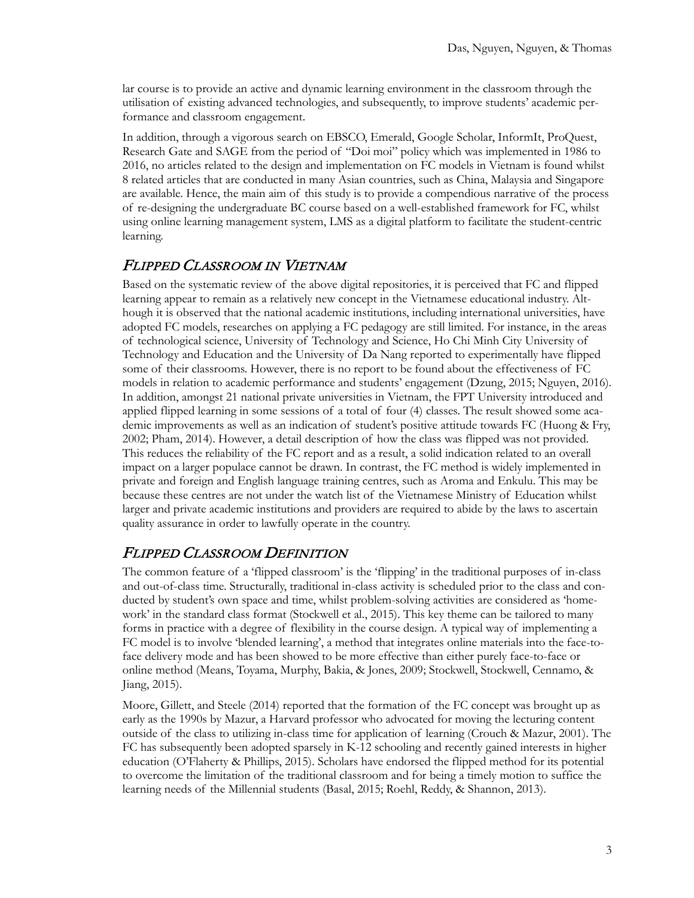lar course is to provide an active and dynamic learning environment in the classroom through the utilisation of existing advanced technologies, and subsequently, to improve students' academic performance and classroom engagement.

In addition, through a vigorous search on EBSCO, Emerald, Google Scholar, InformIt, ProQuest, Research Gate and SAGE from the period of "Doi moi" policy which was implemented in 1986 to 2016, no articles related to the design and implementation on FC models in Vietnam is found whilst 8 related articles that are conducted in many Asian countries, such as China, Malaysia and Singapore are available. Hence, the main aim of this study is to provide a compendious narrative of the process of re-designing the undergraduate BC course based on a well-established framework for FC, whilst using online learning management system, LMS as a digital platform to facilitate the student-centric learning.

## *Flipped Classroom in Vietnam*

Based on the systematic review of the above digital repositories, it is perceived that FC and flipped learning appear to remain as a relatively new concept in the Vietnamese educational industry. Although it is observed that the national academic institutions, including international universities, have adopted FC models, researches on applying a FC pedagogy are still limited. For instance, in the areas of technological science, University of Technology and Science, Ho Chi Minh City University of Technology and Education and the University of Da Nang reported to experimentally have flipped some of their classrooms. However, there is no report to be found about the effectiveness of FC models in relation to academic performance and students' engagement (Dzung, 2015; Nguyen, 2016). In addition, amongst 21 national private universities in Vietnam, the FPT University introduced and applied flipped learning in some sessions of a total of four (4) classes. The result showed some academic improvements as well as an indication of student's positive attitude towards FC (Huong & Fry, 2002; Pham, 2014). However, a detail description of how the class was flipped was not provided. This reduces the reliability of the FC report and as a result, a solid indication related to an overall impact on a larger populace cannot be drawn. In contrast, the FC method is widely implemented in private and foreign and English language training centres, such as Aroma and Enkulu. This may be because these centres are not under the watch list of the Vietnamese Ministry of Education whilst larger and private academic institutions and providers are required to abide by the laws to ascertain quality assurance in order to lawfully operate in the country.

## *Flipped Classroom Definition*

The common feature of a 'flipped classroom' is the 'flipping' in the traditional purposes of in-class and out-of-class time. Structurally, traditional in-class activity is scheduled prior to the class and conducted by student's own space and time, whilst problem-solving activities are considered as 'homework' in the standard class format (Stockwell et al., 2015). This key theme can be tailored to many forms in practice with a degree of flexibility in the course design. A typical way of implementing a FC model is to involve 'blended learning', a method that integrates online materials into the face-to-face delivery mode and has been showed to be more effective than either purely face-to-face or online method (Means, Toyama, Murphy, Bakia, & Jones, 2009; Stockwell, Stockwell, Cennamo, & Jiang, 2015).

Moore, Gillett, and Steele (2014) reported that the formation of the FC concept was brought up as early as the 1990s by Mazur, a Harvard professor who advocated for moving the lecturing content outside of the class to utilizing in-class time for application of learning (Crouch & Mazur, 2001). The FC has subsequently been adopted sparsely in K-12 schooling and recently gained interests in higher education (O'Flaherty & Phillips, 2015). Scholars have endorsed the flipped method for its potential to overcome the limitation of the traditional classroom and for being a timely motion to suffice the learning needs of the Millennial students (Basal, 2015; Roehl, Reddy, & Shannon, 2013).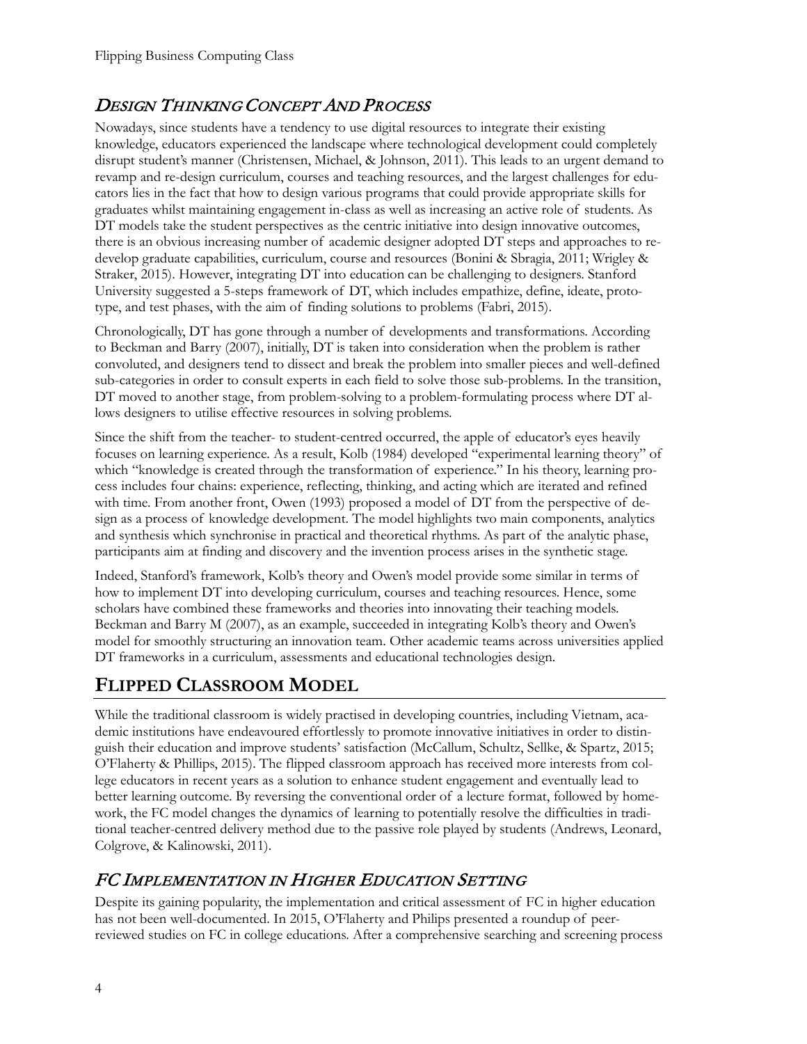## *Design Thinking Concept And Process*

Nowadays, since students have a tendency to use digital resources to integrate their existing knowledge, educators experienced the landscape where technological development could completely disrupt student's manner (Christensen, Michael, & Johnson, 2011). This leads to an urgent demand to revamp and re-design curriculum, courses and teaching resources, and the largest challenges for educators lies in the fact that how to design various programs that could provide appropriate skills for graduates whilst maintaining engagement in-class as well as increasing an active role of students. As DT models take the student perspectives as the centric initiative into design innovative outcomes, there is an obvious increasing number of academic designer adopted DT steps and approaches to re-develop graduate capabilities, curriculum, course and resources (Bonini & Sbragia, 2011; Wrigley & Straker, 2015). However, integrating DT into education can be challenging to designers. Stanford University suggested a 5-steps framework of DT, which includes empathize, define, ideate, prototype, and test phases, with the aim of finding solutions to problems (Fabri, 2015).

Chronologically, DT has gone through a number of developments and transformations. According to Beckman and Barry (2007), initially, DT is taken into consideration when the problem is rather convoluted, and designers tend to dissect and break the problem into smaller pieces and well-defined sub-categories in order to consult experts in each field to solve those sub-problems. In the transition, DT moved to another stage, from problem-solving to a problem-formulating process where DT allows designers to utilise effective resources in solving problems.

Since the shift from the teacher- to student-centred occurred, the apple of educator's eyes heavily focuses on learning experience. As a result, Kolb (1984) developed "experimental learning theory" of which "knowledge is created through the transformation of experience." In his theory, learning process includes four chains: experience, reflecting, thinking, and acting which are iterated and refined with time. From another front, Owen (1993) proposed a model of DT from the perspective of design as a process of knowledge development. The model highlights two main components, analytics and synthesis which synchronise in practical and theoretical rhythms. As part of the analytic phase, participants aim at finding and discovery and the invention process arises in the synthetic stage.

Indeed, Stanford's framework, Kolb's theory and Owen's model provide some similar in terms of how to implement DT into developing curriculum, courses and teaching resources. Hence, some scholars have combined these frameworks and theories into innovating their teaching models. Beckman and Barry M (2007), as an example, succeeded in integrating Kolb's theory and Owen's model for smoothly structuring an innovation team. Other academic teams across universities applied DT frameworks in a curriculum, assessments and educational technologies design.

# Flipped Classroom Model

While the traditional classroom is widely practised in developing countries, including Vietnam, academic institutions have endeavoured effortlessly to promote innovative initiatives in order to distinguish their education and improve students' satisfaction (McCallum, Schultz, Sellke, & Spartz, 2015; O'Flaherty & Phillips, 2015). The flipped classroom approach has received more interests from college educators in recent years as a solution to enhance student engagement and eventually lead to better learning outcome. By reversing the conventional order of a lecture format, followed by homework, the FC model changes the dynamics of learning to potentially resolve the difficulties in traditional teacher-centred delivery method due to the passive role played by students (Andrews, Leonard, Colgrove, & Kalinowski, 2011).

## *FC Implementation in Higher Education Setting*

Despite its gaining popularity, the implementation and critical assessment of FC in higher education has not been well-documented. In 2015, O'Flaherty and Philips presented a roundup of peer-reviewed studies on FC in college educations. After a comprehensive searching and screening process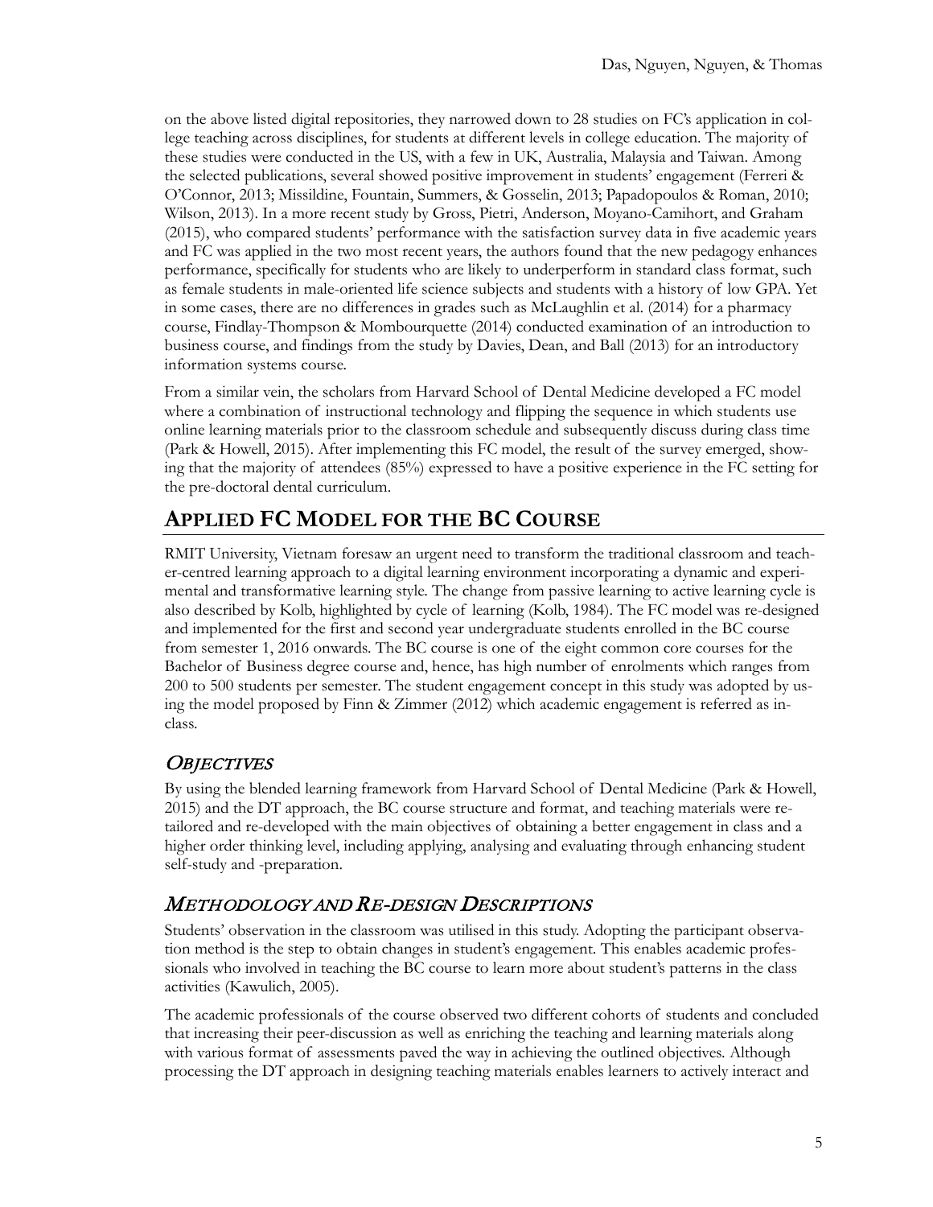on the above listed digital repositories, they narrowed down to 28 studies on FC's application in college teaching across disciplines, for students at different levels in college education. The majority of these studies were conducted in the US, with a few in UK, Australia, Malaysia and Taiwan. Among the selected publications, several showed positive improvement in students' engagement (Ferreri & O'Connor, 2013; Missildine, Fountain, Summers, & Gosselin, 2013; Papadopoulos & Roman, 2010; Wilson, 2013). In a more recent study by Gross, Pietri, Anderson, Moyano-Camihort, and Graham (2015), who compared students' performance with the satisfaction survey data in five academic years and FC was applied in the two most recent years, the authors found that the new pedagogy enhances performance, specifically for students who are likely to underperform in standard class format, such as female students in male-oriented life science subjects and students with a history of low GPA. Yet in some cases, there are no differences in grades such as McLaughlin et al. (2014) for a pharmacy course, Findlay-Thompson & Mombourquette (2014) conducted examination of an introduction to business course, and findings from the study by Davies, Dean, and Ball (2013) for an introductory information systems course.

From a similar vein, the scholars from Harvard School of Dental Medicine developed a FC model where a combination of instructional technology and flipping the sequence in which students use online learning materials prior to the classroom schedule and subsequently discuss during class time (Park & Howell, 2015). After implementing this FC model, the result of the survey emerged, showing that the majority of attendees (85%) expressed to have a positive experience in the FC setting for the pre-doctoral dental curriculum.

## Applied FC Model for the BC Course

RMIT University, Vietnam foresaw an urgent need to transform the traditional classroom and teacher-centred learning approach to a digital learning environment incorporating a dynamic and experimental and transformative learning style. The change from passive learning to active learning cycle is also described by Kolb, highlighted by cycle of learning (Kolb, 1984). The FC model was re-designed and implemented for the first and second year undergraduate students enrolled in the BC course from semester 1, 2016 onwards. The BC course is one of the eight common core courses for the Bachelor of Business degree course and, hence, has high number of enrolments which ranges from 200 to 500 students per semester. The student engagement concept in this study was adopted by using the model proposed by Finn & Zimmer (2012) which academic engagement is referred as in-class.

### *Objectives*

By using the blended learning framework from Harvard School of Dental Medicine (Park & Howell, 2015) and the DT approach, the BC course structure and format, and teaching materials were re-tailored and re-developed with the main objectives of obtaining a better engagement in class and a higher order thinking level, including applying, analysing and evaluating through enhancing student self-study and -preparation.

### *Methodology and Re-design Descriptions*

Students' observation in the classroom was utilised in this study. Adopting the participant observation method is the step to obtain changes in student's engagement. This enables academic professionals who involved in teaching the BC course to learn more about student's patterns in the class activities (Kawulich, 2005).

The academic professionals of the course observed two different cohorts of students and concluded that increasing their peer-discussion as well as enriching the teaching and learning materials along with various format of assessments paved the way in achieving the outlined objectives. Although processing the DT approach in designing teaching materials enables learners to actively interact and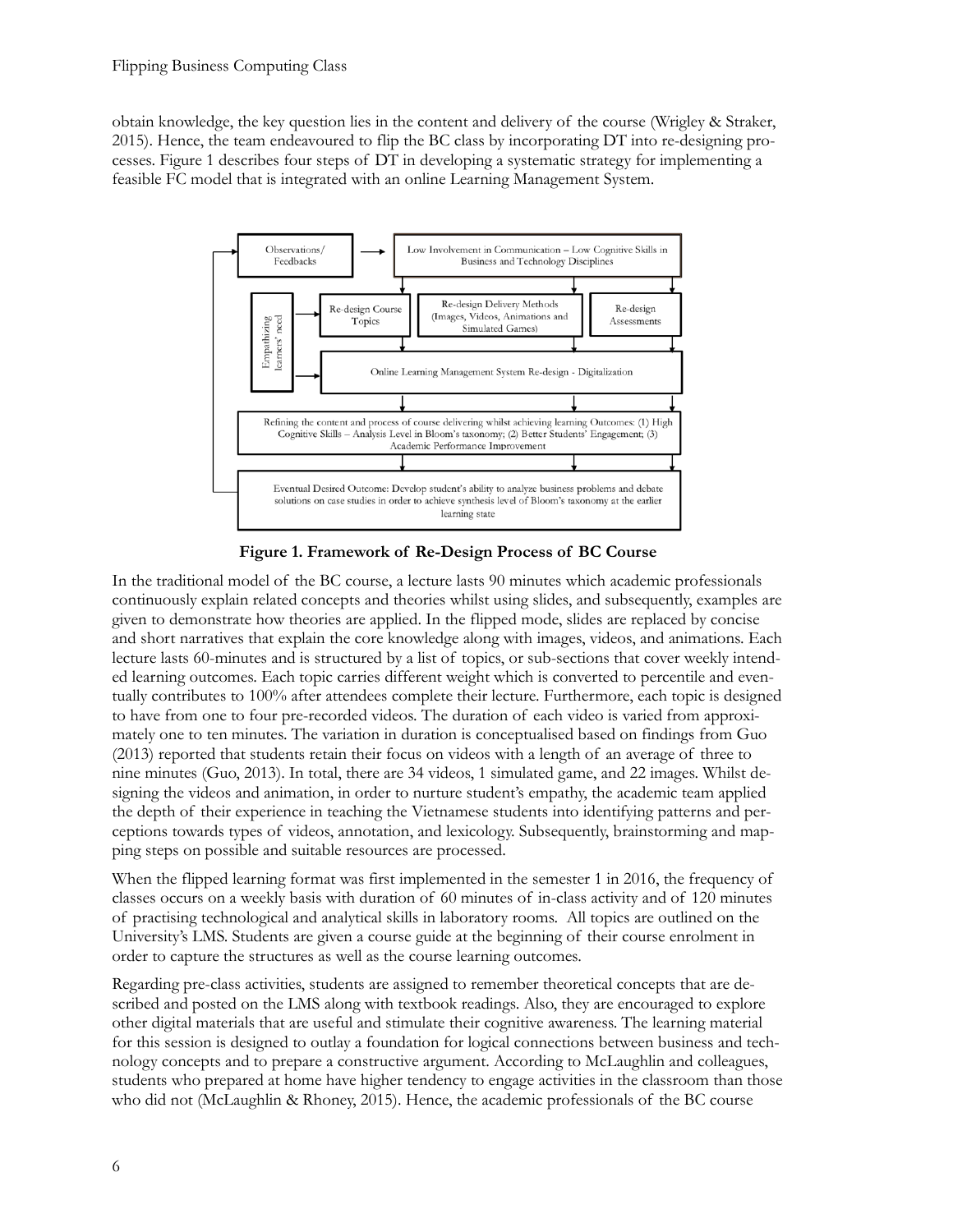obtain knowledge, the key question lies in the content and delivery of the course (Wrigley & Straker, 2015). Hence, the team endeavoured to flip the BC class by incorporating DT into re-designing processes. Figure 1 describes four steps of DT in developing a systematic strategy for implementing a feasible FC model that is integrated with an online Learning Management System.

**Figure 1. Framework of Re-Design Process of BC Course**

In the traditional model of the BC course, a lecture lasts 90 minutes which academic professionals continuously explain related concepts and theories whilst using slides, and subsequently, examples are given to demonstrate how theories are applied. In the flipped mode, slides are replaced by concise and short narratives that explain the core knowledge along with images, videos, and animations. Each lecture lasts 60-minutes and is structured by a list of topics, or sub-sections that cover weekly intended learning outcomes. Each topic carries different weight which is converted to percentile and eventually contributes to 100% after attendees complete their lecture. Furthermore, each topic is designed to have from one to four pre-recorded videos. The duration of each video is varied from approximately one to ten minutes. The variation in duration is conceptualised based on findings from Guo (2013) reported that students retain their focus on videos with a length of an average of three to nine minutes (Guo, 2013). In total, there are 34 videos, 1 simulated game, and 22 images. Whilst designing the videos and animation, in order to nurture student's empathy, the academic team applied the depth of their experience in teaching the Vietnamese students into identifying patterns and perceptions towards types of videos, annotation, and lexicology. Subsequently, brainstorming and mapping steps on possible and suitable resources are processed.

When the flipped learning format was first implemented in the semester 1 in 2016, the frequency of classes occurs on a weekly basis with duration of 60 minutes of in-class activity and of 120 minutes of practising technological and analytical skills in laboratory rooms. All topics are outlined on the University's LMS. Students are given a course guide at the beginning of their course enrolment in order to capture the structures as well as the course learning outcomes.

Regarding pre-class activities, students are assigned to remember theoretical concepts that are described and posted on the LMS along with textbook readings. Also, they are encouraged to explore other digital materials that are useful and stimulate their cognitive awareness. The learning material for this session is designed to outlay a foundation for logical connections between business and technology concepts and to prepare a constructive argument. According to McLaughlin and colleagues, students who prepared at home have higher tendency to engage activities in the classroom than those who did not (McLaughlin & Rhoney, 2015). Hence, the academic professionals of the BC course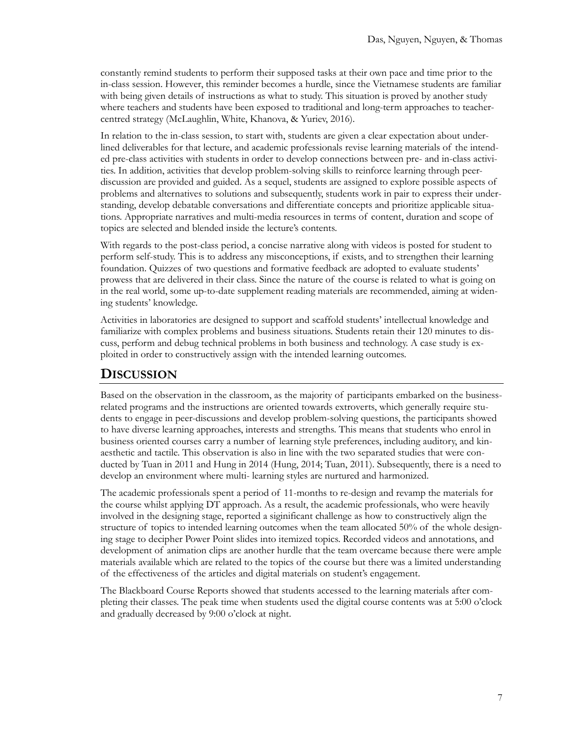constantly remind students to perform their supposed tasks at their own pace and time prior to the in-class session. However, this reminder becomes a hurdle, since the Vietnamese students are familiar with being given details of instructions as what to study. This situation is proved by another study where teachers and students have been exposed to traditional and long-term approaches to teacher-centred strategy (McLaughlin, White, Khanova, & Yuriev, 2016).

In relation to the in-class session, to start with, students are given a clear expectation about underlined deliverables for that lecture, and academic professionals revise learning materials of the intended pre-class activities with students in order to develop connections between pre- and in-class activities. In addition, activities that develop problem-solving skills to reinforce learning through peer-discussion are provided and guided. As a sequel, students are assigned to explore possible aspects of problems and alternatives to solutions and subsequently, students work in pair to express their understanding, develop debatable conversations and differentiate concepts and prioritize applicable situations. Appropriate narratives and multi-media resources in terms of content, duration and scope of topics are selected and blended inside the lecture's contents.

With regards to the post-class period, a concise narrative along with videos is posted for student to perform self-study. This is to address any misconceptions, if exists, and to strengthen their learning foundation. Quizzes of two questions and formative feedback are adopted to evaluate students' prowess that are delivered in their class. Since the nature of the course is related to what is going on in the real world, some up-to-date supplement reading materials are recommended, aiming at widening students' knowledge.

Activities in laboratories are designed to support and scaffold students' intellectual knowledge and familiarize with complex problems and business situations. Students retain their 120 minutes to discuss, perform and debug technical problems in both business and technology. A case study is exploited in order to constructively assign with the intended learning outcomes.

## DISCUSSION

Based on the observation in the classroom, as the majority of participants embarked on the business-related programs and the instructions are oriented towards extroverts, which generally require students to engage in peer-discussions and develop problem-solving questions, the participants showed to have diverse learning approaches, interests and strengths. This means that students who enrol in business oriented courses carry a number of learning style preferences, including auditory, and kinaesthetic and tactile. This observation is also in line with the two separated studies that were conducted by Tuan in 2011 and Hung in 2014 (Hung, 2014; Tuan, 2011). Subsequently, there is a need to develop an environment where multi- learning styles are nurtured and harmonized.

The academic professionals spent a period of 11-months to re-design and revamp the materials for the course whilst applying DT approach. As a result, the academic professionals, who were heavily involved in the designing stage, reported a siginificant challenge as how to constructively align the structure of topics to intended learning outcomes when the team allocated 50% of the whole designing stage to decipher Power Point slides into itemized topics. Recorded videos and annotations, and development of animation clips are another hurdle that the team overcame because there were ample materials available which are related to the topics of the course but there was a limited understanding of the effectiveness of the articles and digital materials on student's engagement.

The Blackboard Course Reports showed that students accessed to the learning materials after completing their classes. The peak time when students used the digital course contents was at 5:00 o'clock and gradually decreased by 9:00 o'clock at night.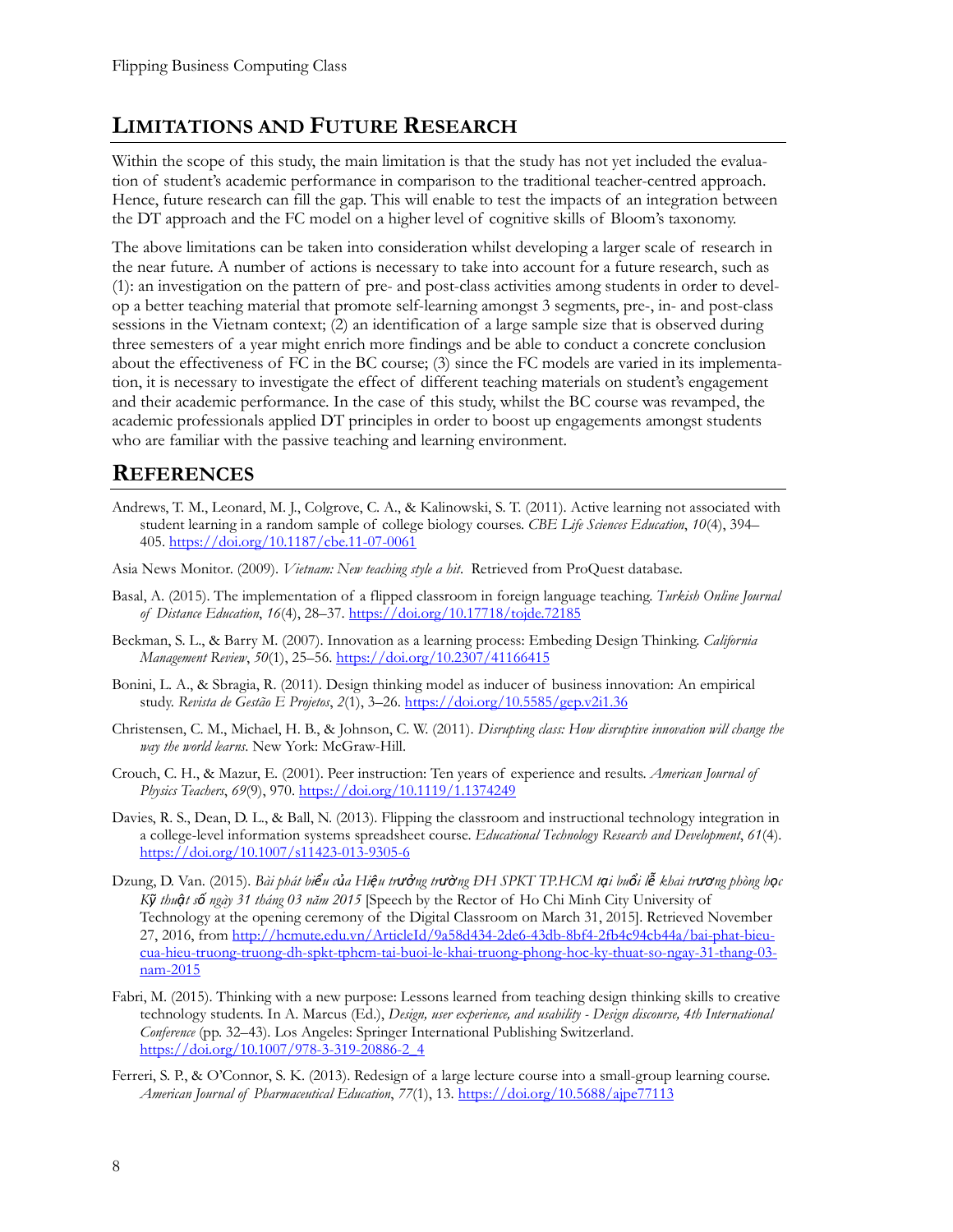## LIMITATIONS AND FUTURE RESEARCH

Within the scope of this study, the main limitation is that the study has not yet included the evaluation of student's academic performance in comparison to the traditional teacher-centred approach. Hence, future research can fill the gap. This will enable to test the impacts of an integration between the DT approach and the FC model on a higher level of cognitive skills of Bloom's taxonomy.

The above limitations can be taken into consideration whilst developing a larger scale of research in the near future. A number of actions is necessary to take into account for a future research, such as (1): an investigation on the pattern of pre- and post-class activities among students in order to develop a better teaching material that promote self-learning amongst 3 segments, pre-, in- and post-class sessions in the Vietnam context; (2) an identification of a large sample size that is observed during three semesters of a year might enrich more findings and be able to conduct a concrete conclusion about the effectiveness of FC in the BC course; (3) since the FC models are varied in its implementation, it is necessary to investigate the effect of different teaching materials on student's engagement and their academic performance. In the case of this study, whilst the BC course was revamped, the academic professionals applied DT principles in order to boost up engagements amongst students who are familiar with the passive teaching and learning environment.

## REFERENCES

Andrews, T. M., Leonard, M. J., Colgrove, C. A., & Kalinowski, S. T. (2011). Active learning not associated with student learning in a random sample of college biology courses. *CBE Life Sciences Education*, *10*(4), 394–405. https://doi.org/10.1187/cbe.11-07-0061

Asia News Monitor. (2009). *Vietnam: New teaching style a hit*. Retrieved from ProQuest database.

Basal, A. (2015). The implementation of a flipped classroom in foreign language teaching. *Turkish Online Journal of Distance Education*, *16*(4), 28–37. https://doi.org/10.17718/tojde.72185

Beckman, S. L., & Barry M. (2007). Innovation as a learning process: Embeding Design Thinking. *California Management Review*, *50*(1), 25–56. https://doi.org/10.2307/41166415

Bonini, L. A., & Sbragia, R. (2011). Design thinking model as inducer of business innovation: An empirical study. *Revista de Gestão E Projetos*, *2*(1), 3–26. https://doi.org/10.5585/gep.v2i1.36

Christensen, C. M., Michael, H. B., & Johnson, C. W. (2011). *Disrupting class: How disruptive innovation will change the way the world learns*. New York: McGraw-Hill.

Crouch, C. H., & Mazur, E. (2001). Peer instruction: Ten years of experience and results. *American Journal of Physics Teachers*, *69*(9), 970. https://doi.org/10.1119/1.1374249

Davies, R. S., Dean, D. L., & Ball, N. (2013). Flipping the classroom and instructional technology integration in a college-level information systems spreadsheet course. *Educational Technology Research and Development*, *61*(4). https://doi.org/10.1007/s11423-013-9305-6

Dzung, D. Van. (2015). *Bài phát biểu của Hiệu trưởng trường ĐH SPKT TP.HCM tại buổi lễ khai trương phòng học Kỹ thuật số ngày 31 tháng 03 năm 2015* [Speech by the Rector of Ho Chi Minh City University of Technology at the opening ceremony of the Digital Classroom on March 31, 2015]. Retrieved November 27, 2016, from http://hcmute.edu.vn/ArticleId/9a58d434-2de6-43db-8bf4-2fb4c94cb44a/bai-phat-bieu-cua-hieu-truong-truong-dh-spkt-tphcm-tai-buoi-le-khai-truong-phong-hoc-ky-thuat-so-ngay-31-thang-03-nam-2015

Fabri, M. (2015). Thinking with a new purpose: Lessons learned from teaching design thinking skills to creative technology students. In A. Marcus (Ed.), *Design, user experience, and usability - Design discourse, 4th International Conference* (pp. 32–43). Los Angeles: Springer International Publishing Switzerland. https://doi.org/10.1007/978-3-319-20886-2_4

Ferreri, S. P., & O'Connor, S. K. (2013). Redesign of a large lecture course into a small-group learning course. *American Journal of Pharmaceutical Education*, *77*(1), 13. https://doi.org/10.5688/ajpe77113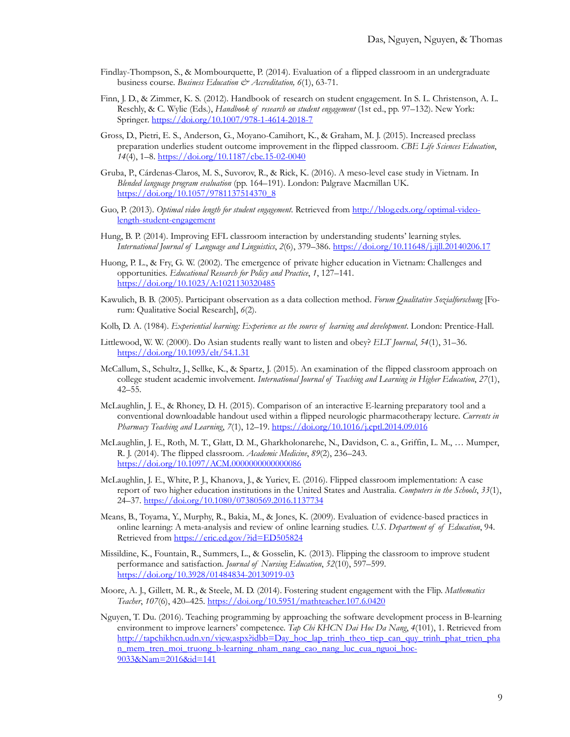Findlay-Thompson, S., & Mombourquette, P. (2014). Evaluation of a flipped classroom in an undergraduate business course. *Business Education & Accreditation, 6*(1), 63-71.

Finn, J. D., & Zimmer, K. S. (2012). Handbook of research on student engagement. In S. L. Christenson, A. L. Reschly, & C. Wylie (Eds.), *Handbook of research on student engagement* (1st ed., pp. 97–132). New York: Springer. https://doi.org/10.1007/978-1-4614-2018-7

Gross, D., Pietri, E. S., Anderson, G., Moyano-Camihort, K., & Graham, M. J. (2015). Increased preclass preparation underlies student outcome improvement in the flipped classroom. *CBE Life Sciences Education*, *14*(4), 1–8. https://doi.org/10.1187/cbe.15-02-0040

Gruba, P., Cárdenas-Claros, M. S., Suvorov, R., & Rick, K. (2016). A meso-level case study in Vietnam. In *Blended language program evaluation* (pp. 164–191). London: Palgrave Macmillan UK. https://doi.org/10.1057/9781137514370_8

Guo, P. (2013). *Optimal video length for student engagement*. Retrieved from http://blog.edx.org/optimal-video-length-student-engagement

Hung, B. P. (2014). Improving EFL classroom interaction by understanding students' learning styles. *International Journal of Language and Linguistics*, *2*(6), 379–386. https://doi.org/10.11648/j.ijll.20140206.17

Huong, P. L., & Fry, G. W. (2002). The emergence of private higher education in Vietnam: Challenges and opportunities. *Educational Research for Policy and Practice*, *1*, 127–141. https://doi.org/10.1023/A:1021130320485

Kawulich, B. B. (2005). Participant observation as a data collection method. *Forum Qualitative Sozialforschung* [Forum: Qualitative Social Research], *6*(2).

Kolb, D. A. (1984). *Experiential learning: Experience as the source of learning and development*. London: Prentice-Hall.

Littlewood, W. W. (2000). Do Asian students really want to listen and obey? *ELT Journal*, *54*(1), 31–36. https://doi.org/10.1093/elt/54.1.31

McCallum, S., Schultz, J., Sellke, K., & Spartz, J. (2015). An examination of the flipped classroom approach on college student academic involvement. *International Journal of Teaching and Learning in Higher Education*, *27*(1), 42–55.

McLaughlin, J. E., & Rhoney, D. H. (2015). Comparison of an interactive E-learning preparatory tool and a conventional downloadable handout used within a flipped neurologic pharmacotherapy lecture. *Currents in Pharmacy Teaching and Learning*, *7*(1), 12–19. https://doi.org/10.1016/j.cptl.2014.09.016

McLaughlin, J. E., Roth, M. T., Glatt, D. M., Gharkholonarehe, N., Davidson, C. a., Griffin, L. M., … Mumper, R. J. (2014). The flipped classroom. *Academic Medicine*, *89*(2), 236–243. https://doi.org/10.1097/ACM.0000000000000086

McLaughlin, J. E., White, P. J., Khanova, J., & Yuriev, E. (2016). Flipped classroom implementation: A case report of two higher education institutions in the United States and Australia. *Computers in the Schools*, *33*(1), 24–37. https://doi.org/10.1080/07380569.2016.1137734

Means, B., Toyama, Y., Murphy, R., Bakia, M., & Jones, K. (2009). Evaluation of evidence-based practices in online learning: A meta-analysis and review of online learning studies. *U.S. Department of of Education*, 94. Retrieved from https://eric.ed.gov/?id=ED505824

Missildine, K., Fountain, R., Summers, L., & Gosselin, K. (2013). Flipping the classroom to improve student performance and satisfaction. *Journal of Nursing Education*, *52*(10), 597–599. https://doi.org/10.3928/01484834-20130919-03

Moore, A. J., Gillett, M. R., & Steele, M. D. (2014). Fostering student engagement with the Flip. *Mathematics Teacher*, *107*(6), 420–425. https://doi.org/10.5951/mathteacher.107.6.0420

Nguyen, T. Du. (2016). Teaching programming by approaching the software development process in B-learning environment to improve learners' competence. *Tap Chi KHCN Dai Hoc Da Nang*, *4*(101), 1. Retrieved from http://tapchikhcn.udn.vn/view.aspx?idbb=Day_hoc_lap_trinh_theo_tiep_can_quy_trinh_phat_trien_phan_mem_tren_moi_truong_b-learning_nham_nang_cao_nang_luc_cua_nguoi_hoc-9033&Nam=2016&id=141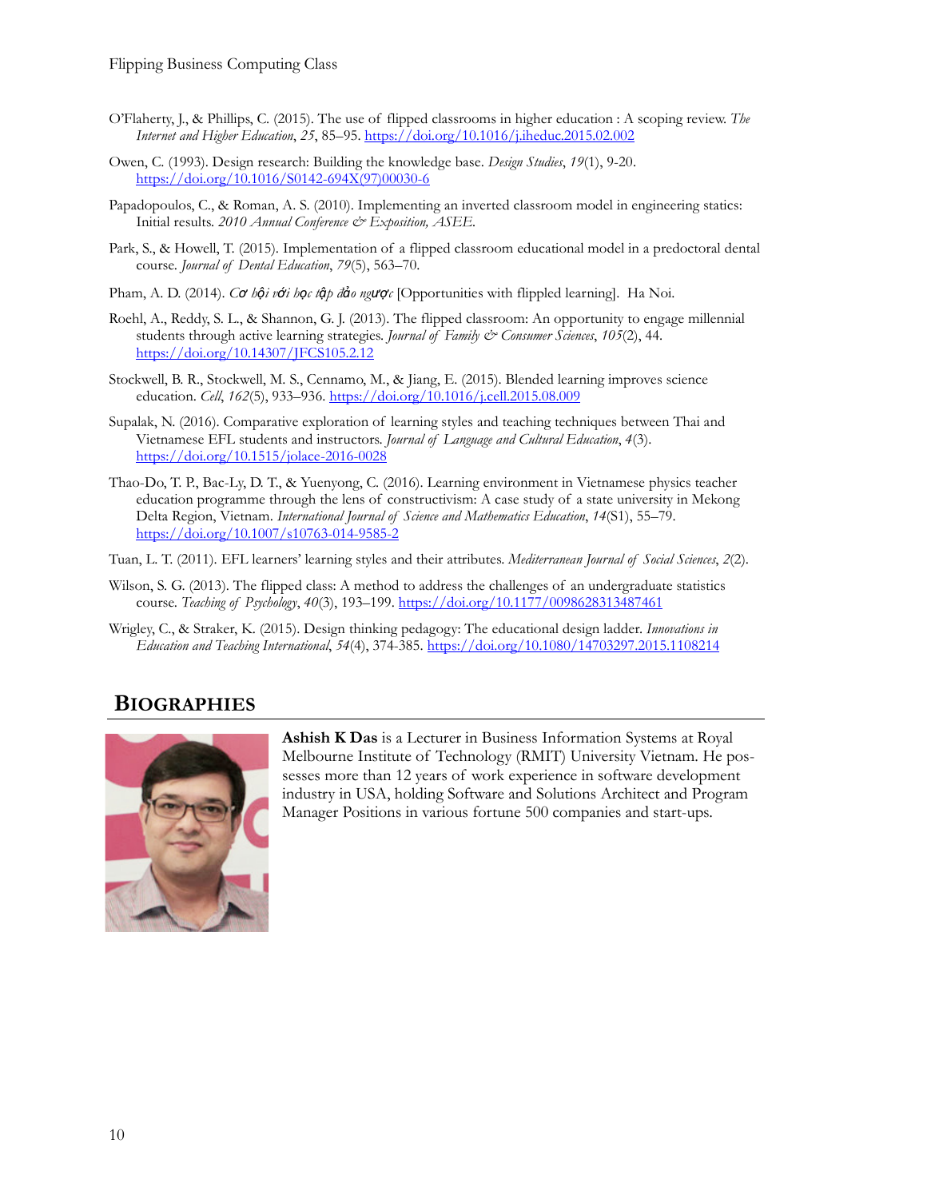O'Flaherty, J., & Phillips, C. (2015). The use of flipped classrooms in higher education : A scoping review. *The Internet and Higher Education*, *25*, 85–95. https://doi.org/10.1016/j.iheduc.2015.02.002

Owen, C. (1993). Design research: Building the knowledge base. *Design Studies*, *19*(1), 9-20. https://doi.org/10.1016/S0142-694X(97)00030-6

Papadopoulos, C., & Roman, A. S. (2010). Implementing an inverted classroom model in engineering statics: Initial results. *2010 Annual Conference & Exposition, ASEE.*

Park, S., & Howell, T. (2015). Implementation of a flipped classroom educational model in a predoctoral dental course. *Journal of Dental Education*, *79*(5), 563–70.

Pham, A. D. (2014). *Cơ hội với học tập đảo ngược* [Opportunities with flippled learning]. Ha Noi.

Roehl, A., Reddy, S. L., & Shannon, G. J. (2013). The flipped classroom: An opportunity to engage millennial students through active learning strategies. *Journal of Family & Consumer Sciences*, *105*(2), 44. https://doi.org/10.14307/JFCS105.2.12

Stockwell, B. R., Stockwell, M. S., Cennamo, M., & Jiang, E. (2015). Blended learning improves science education. *Cell*, *162*(5), 933–936. https://doi.org/10.1016/j.cell.2015.08.009

Supalak, N. (2016). Comparative exploration of learning styles and teaching techniques between Thai and Vietnamese EFL students and instructors. *Journal of Language and Cultural Education*, *4*(3). https://doi.org/10.1515/jolace-2016-0028

Thao-Do, T. P., Bac-Ly, D. T., & Yuenyong, C. (2016). Learning environment in Vietnamese physics teacher education programme through the lens of constructivism: A case study of a state university in Mekong Delta Region, Vietnam. *International Journal of Science and Mathematics Education*, *14*(S1), 55–79. https://doi.org/10.1007/s10763-014-9585-2

Tuan, L. T. (2011). EFL learners' learning styles and their attributes. *Mediterranean Journal of Social Sciences*, *2*(2).

Wilson, S. G. (2013). The flipped class: A method to address the challenges of an undergraduate statistics course. *Teaching of Psychology*, *40*(3), 193–199. https://doi.org/10.1177/0098628313487461

Wrigley, C., & Straker, K. (2015). Design thinking pedagogy: The educational design ladder. *Innovations in Education and Teaching International*, *54*(4), 374-385. https://doi.org/10.1080/14703297.2015.1108214

## Biographies

**Ashish K Das** is a Lecturer in Business Information Systems at Royal Melbourne Institute of Technology (RMIT) University Vietnam. He possesses more than 12 years of work experience in software development industry in USA, holding Software and Solutions Architect and Program Manager Positions in various fortune 500 companies and start-ups.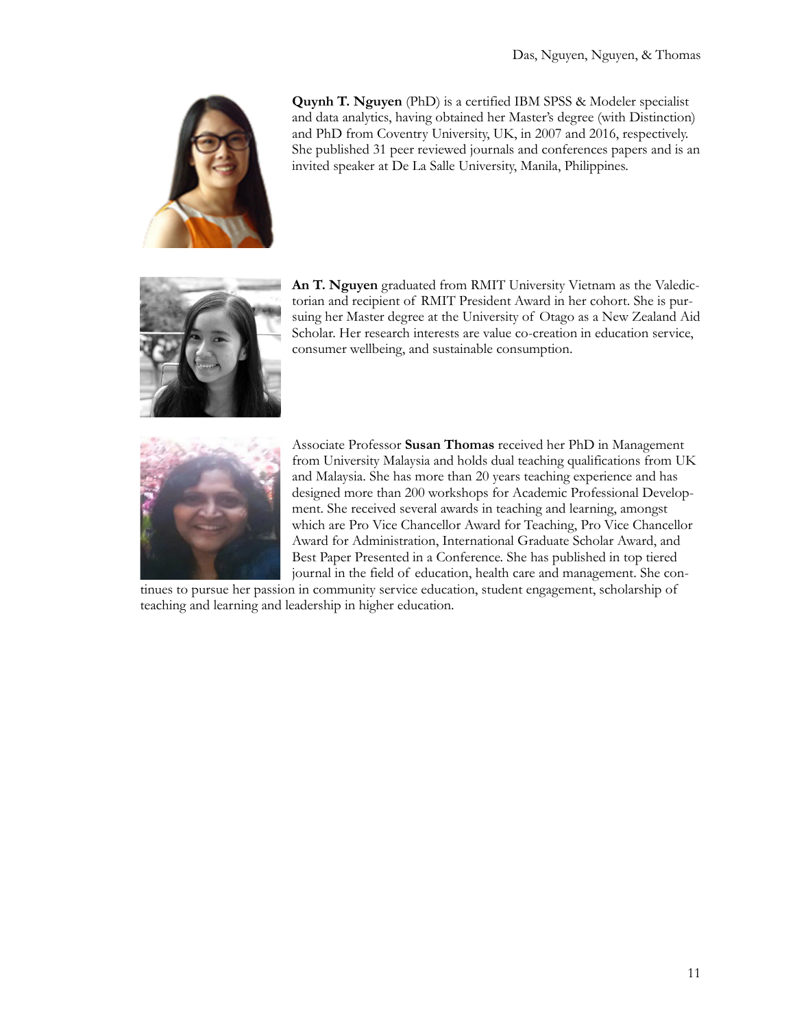**Quynh T. Nguyen** (PhD) is a certified IBM SPSS & Modeler specialist and data analytics, having obtained her Master's degree (with Distinction) and PhD from Coventry University, UK, in 2007 and 2016, respectively. She published 31 peer reviewed journals and conferences papers and is an invited speaker at De La Salle University, Manila, Philippines.

**An T. Nguyen** graduated from RMIT University Vietnam as the Valedictorian and recipient of RMIT President Award in her cohort. She is pursuing her Master degree at the University of Otago as a New Zealand Aid Scholar. Her research interests are value co-creation in education service, consumer wellbeing, and sustainable consumption.

Associate Professor **Susan Thomas** received her PhD in Management from University Malaysia and holds dual teaching qualifications from UK and Malaysia. She has more than 20 years teaching experience and has designed more than 200 workshops for Academic Professional Development. She received several awards in teaching and learning, amongst which are Pro Vice Chancellor Award for Teaching, Pro Vice Chancellor Award for Administration, International Graduate Scholar Award, and Best Paper Presented in a Conference. She has published in top tiered journal in the field of education, health care and management. She continues to pursue her passion in community service education, student engagement, scholarship of teaching and learning and leadership in higher education.